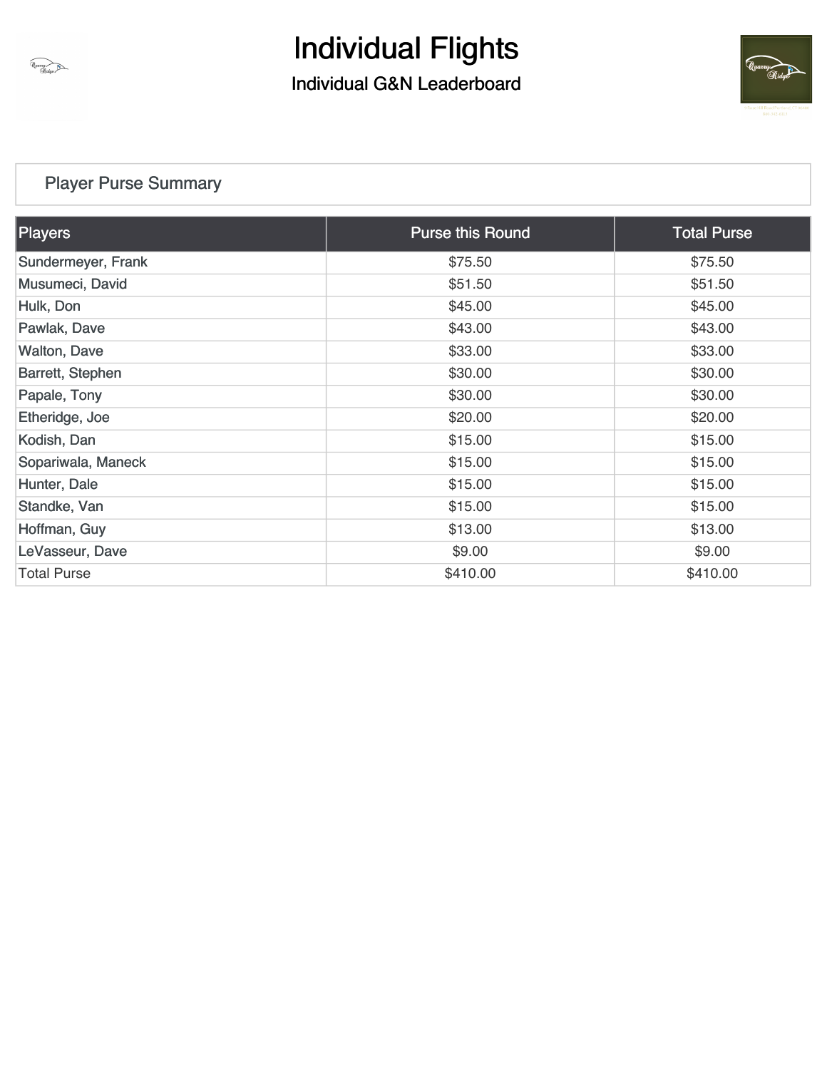# Individual Flights

## Individual G&N Leaderboard

### Player Purse Summary

| Players | Purse this Round | Total Purse |
|---|---|---|
| Sundermeyer, Frank | $75.50 | $75.50 |
| Musumeci, David | $51.50 | $51.50 |
| Hulk, Don | $45.00 | $45.00 |
| Pawlak, Dave | $43.00 | $43.00 |
| Walton, Dave | $33.00 | $33.00 |
| Barrett, Stephen | $30.00 | $30.00 |
| Papale, Tony | $30.00 | $30.00 |
| Etheridge, Joe | $20.00 | $20.00 |
| Kodish, Dan | $15.00 | $15.00 |
| Sopariwala, Maneck | $15.00 | $15.00 |
| Hunter, Dale | $15.00 | $15.00 |
| Standke, Van | $15.00 | $15.00 |
| Hoffman, Guy | $13.00 | $13.00 |
| LeVasseur, Dave | $9.00 | $9.00 |
| Total Purse | $410.00 | $410.00 |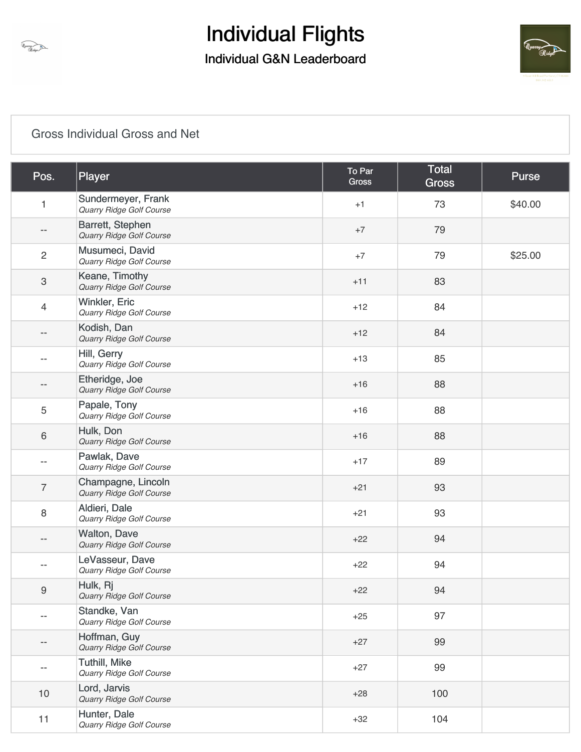# Individual Flights

## Individual G&N Leaderboard

Gross Individual Gross and Net

| Pos. | Player | To Par Gross | Total Gross | Purse |
|---|---|---|---|---|
| 1 | Sundermeyer, Frank *Quarry Ridge Golf Course* | +1 | 73 | $40.00 |
| -- | Barrett, Stephen *Quarry Ridge Golf Course* | +7 | 79 | |
| 2 | Musumeci, David *Quarry Ridge Golf Course* | +7 | 79 | $25.00 |
| 3 | Keane, Timothy *Quarry Ridge Golf Course* | +11 | 83 | |
| 4 | Winkler, Eric *Quarry Ridge Golf Course* | +12 | 84 | |
| -- | Kodish, Dan *Quarry Ridge Golf Course* | +12 | 84 | |
| -- | Hill, Gerry *Quarry Ridge Golf Course* | +13 | 85 | |
| -- | Etheridge, Joe *Quarry Ridge Golf Course* | +16 | 88 | |
| 5 | Papale, Tony *Quarry Ridge Golf Course* | +16 | 88 | |
| 6 | Hulk, Don *Quarry Ridge Golf Course* | +16 | 88 | |
| -- | Pawlak, Dave *Quarry Ridge Golf Course* | +17 | 89 | |
| 7 | Champagne, Lincoln *Quarry Ridge Golf Course* | +21 | 93 | |
| 8 | Aldieri, Dale *Quarry Ridge Golf Course* | +21 | 93 | |
| -- | Walton, Dave *Quarry Ridge Golf Course* | +22 | 94 | |
| -- | LeVasseur, Dave *Quarry Ridge Golf Course* | +22 | 94 | |
| 9 | Hulk, Rj *Quarry Ridge Golf Course* | +22 | 94 | |
| -- | Standke, Van *Quarry Ridge Golf Course* | +25 | 97 | |
| -- | Hoffman, Guy *Quarry Ridge Golf Course* | +27 | 99 | |
| -- | Tuthill, Mike *Quarry Ridge Golf Course* | +27 | 99 | |
| 10 | Lord, Jarvis *Quarry Ridge Golf Course* | +28 | 100 | |
| 11 | Hunter, Dale *Quarry Ridge Golf Course* | +32 | 104 | |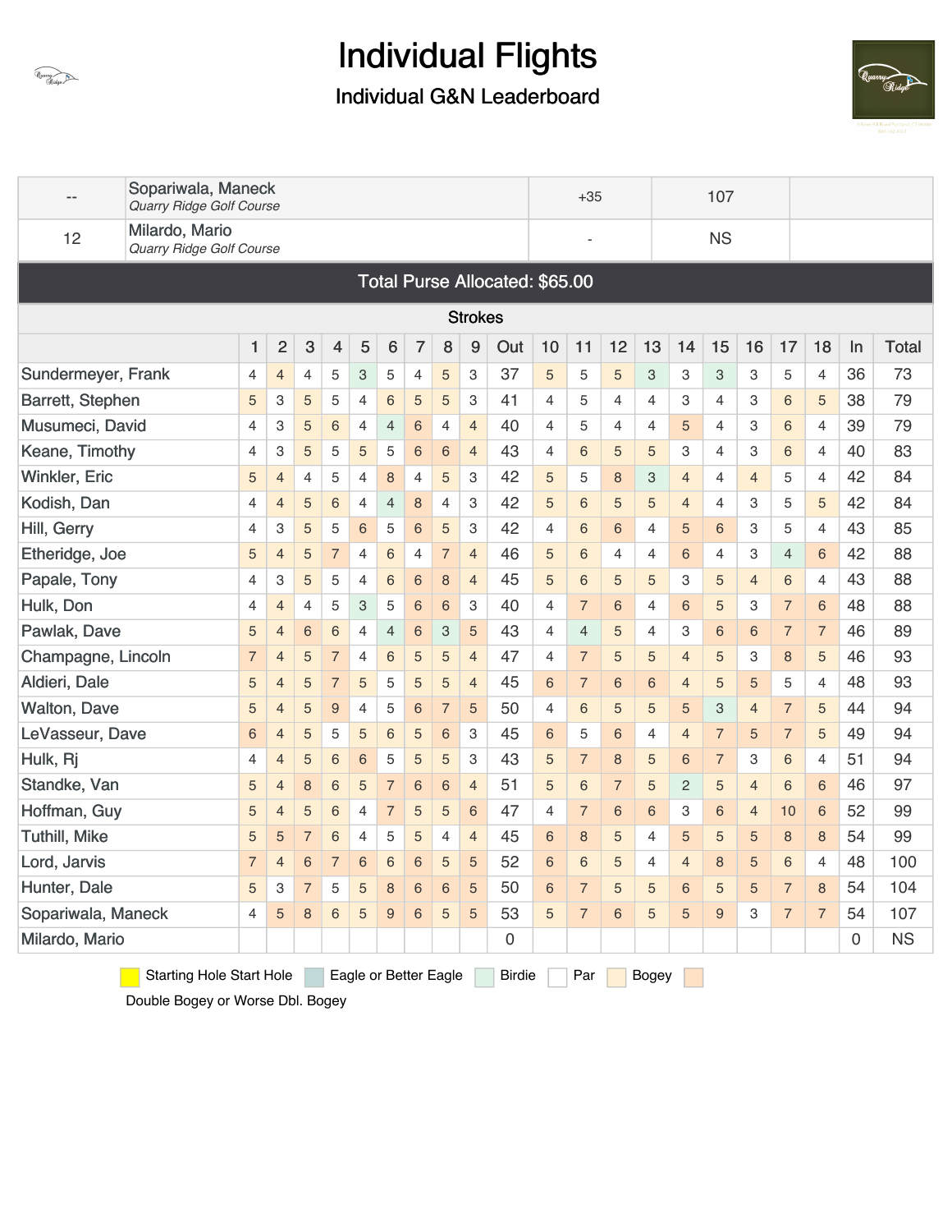# Individual Flights

## Individual G&N Leaderboard

| -- | Sopariwala, Maneck *Quarry Ridge Golf Course* | +35 | 107 | |
|---|---|---|---|---|
| 12 | Milardo, Mario *Quarry Ridge Golf Course* | - | NS | |

**Total Purse Allocated: $65.00**

**Strokes**

| | 1 | 2 | 3 | 4 | 5 | 6 | 7 | 8 | 9 | Out | 10 | 11 | 12 | 13 | 14 | 15 | 16 | 17 | 18 | In | Total |
|---|---|---|---|---|---|---|---|---|---|---|---|---|---|---|---|---|---|---|---|---|---|
| Sundermeyer, Frank | 4 | 4 | 4 | 5 | 3 | 5 | 4 | 5 | 3 | 37 | 5 | 5 | 5 | 3 | 3 | 3 | 3 | 5 | 4 | 36 | 73 |
| Barrett, Stephen | 5 | 3 | 5 | 5 | 4 | 6 | 5 | 5 | 3 | 41 | 4 | 5 | 4 | 4 | 3 | 4 | 3 | 6 | 5 | 38 | 79 |
| Musumeci, David | 4 | 3 | 5 | 6 | 4 | 4 | 6 | 4 | 4 | 40 | 4 | 5 | 4 | 4 | 5 | 4 | 3 | 6 | 4 | 39 | 79 |
| Keane, Timothy | 4 | 3 | 5 | 5 | 5 | 5 | 6 | 6 | 4 | 43 | 4 | 6 | 5 | 5 | 3 | 4 | 3 | 6 | 4 | 40 | 83 |
| Winkler, Eric | 5 | 4 | 4 | 5 | 4 | 8 | 4 | 5 | 3 | 42 | 5 | 5 | 8 | 3 | 4 | 4 | 4 | 5 | 4 | 42 | 84 |
| Kodish, Dan | 4 | 4 | 5 | 6 | 4 | 4 | 8 | 4 | 3 | 42 | 5 | 6 | 5 | 5 | 4 | 4 | 3 | 5 | 5 | 42 | 84 |
| Hill, Gerry | 4 | 3 | 5 | 5 | 6 | 5 | 6 | 5 | 3 | 42 | 4 | 6 | 6 | 4 | 5 | 6 | 3 | 5 | 4 | 43 | 85 |
| Etheridge, Joe | 5 | 4 | 5 | 7 | 4 | 6 | 4 | 7 | 4 | 46 | 5 | 6 | 4 | 4 | 6 | 4 | 3 | 4 | 6 | 42 | 88 |
| Papale, Tony | 4 | 3 | 5 | 5 | 4 | 6 | 6 | 8 | 4 | 45 | 5 | 6 | 5 | 5 | 3 | 5 | 4 | 6 | 4 | 43 | 88 |
| Hulk, Don | 4 | 4 | 4 | 5 | 3 | 5 | 6 | 6 | 3 | 40 | 4 | 7 | 6 | 4 | 6 | 5 | 3 | 7 | 6 | 48 | 88 |
| Pawlak, Dave | 5 | 4 | 6 | 6 | 4 | 4 | 6 | 3 | 5 | 43 | 4 | 4 | 5 | 4 | 3 | 6 | 6 | 7 | 7 | 46 | 89 |
| Champagne, Lincoln | 7 | 4 | 5 | 7 | 4 | 6 | 5 | 5 | 4 | 47 | 4 | 7 | 5 | 5 | 4 | 5 | 3 | 8 | 5 | 46 | 93 |
| Aldieri, Dale | 5 | 4 | 5 | 7 | 5 | 5 | 5 | 5 | 4 | 45 | 6 | 7 | 6 | 6 | 4 | 5 | 5 | 5 | 4 | 48 | 93 |
| Walton, Dave | 5 | 4 | 5 | 9 | 4 | 5 | 6 | 7 | 5 | 50 | 4 | 6 | 5 | 5 | 5 | 3 | 4 | 7 | 5 | 44 | 94 |
| LeVasseur, Dave | 6 | 4 | 5 | 5 | 5 | 6 | 5 | 6 | 3 | 45 | 6 | 5 | 6 | 4 | 4 | 7 | 5 | 7 | 5 | 49 | 94 |
| Hulk, Rj | 4 | 4 | 5 | 6 | 6 | 5 | 5 | 5 | 3 | 43 | 5 | 7 | 8 | 5 | 6 | 7 | 3 | 6 | 4 | 51 | 94 |
| Standke, Van | 5 | 4 | 8 | 6 | 5 | 7 | 6 | 6 | 4 | 51 | 5 | 6 | 7 | 5 | 2 | 5 | 4 | 6 | 6 | 46 | 97 |
| Hoffman, Guy | 5 | 4 | 5 | 6 | 4 | 7 | 5 | 5 | 6 | 47 | 4 | 7 | 6 | 6 | 3 | 6 | 4 | 10 | 6 | 52 | 99 |
| Tuthill, Mike | 5 | 5 | 7 | 6 | 4 | 5 | 5 | 4 | 4 | 45 | 6 | 8 | 5 | 4 | 5 | 5 | 5 | 8 | 8 | 54 | 99 |
| Lord, Jarvis | 7 | 4 | 6 | 7 | 6 | 6 | 6 | 5 | 5 | 52 | 6 | 6 | 5 | 4 | 4 | 8 | 5 | 6 | 4 | 48 | 100 |
| Hunter, Dale | 5 | 3 | 7 | 5 | 5 | 8 | 6 | 6 | 5 | 50 | 6 | 7 | 5 | 5 | 6 | 5 | 5 | 7 | 8 | 54 | 104 |
| Sopariwala, Maneck | 4 | 5 | 8 | 6 | 5 | 9 | 6 | 5 | 5 | 53 | 5 | 7 | 6 | 5 | 5 | 9 | 3 | 7 | 7 | 54 | 107 |
| Milardo, Mario | | | | | | | | | | 0 | | | | | | | | | | 0 | NS |

Starting Hole Start Hole | Eagle or Better Eagle | Birdie | Par | Bogey | Double Bogey or Worse Dbl. Bogey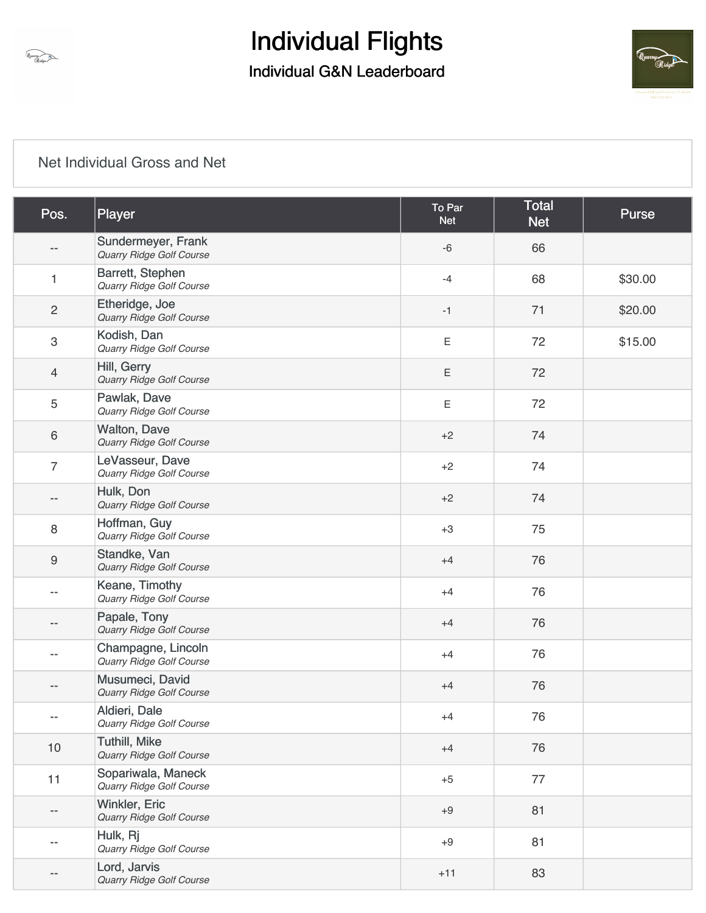# Individual Flights

## Individual G&N Leaderboard

Net Individual Gross and Net

| Pos. | Player | To Par Net | Total Net | Purse |
|---|---|---|---|---|
| -- | Sundermeyer, Frank *Quarry Ridge Golf Course* | -6 | 66 | |
| 1 | Barrett, Stephen *Quarry Ridge Golf Course* | -4 | 68 | $30.00 |
| 2 | Etheridge, Joe *Quarry Ridge Golf Course* | -1 | 71 | $20.00 |
| 3 | Kodish, Dan *Quarry Ridge Golf Course* | E | 72 | $15.00 |
| 4 | Hill, Gerry *Quarry Ridge Golf Course* | E | 72 | |
| 5 | Pawlak, Dave *Quarry Ridge Golf Course* | E | 72 | |
| 6 | Walton, Dave *Quarry Ridge Golf Course* | +2 | 74 | |
| 7 | LeVasseur, Dave *Quarry Ridge Golf Course* | +2 | 74 | |
| -- | Hulk, Don *Quarry Ridge Golf Course* | +2 | 74 | |
| 8 | Hoffman, Guy *Quarry Ridge Golf Course* | +3 | 75 | |
| 9 | Standke, Van *Quarry Ridge Golf Course* | +4 | 76 | |
| -- | Keane, Timothy *Quarry Ridge Golf Course* | +4 | 76 | |
| -- | Papale, Tony *Quarry Ridge Golf Course* | +4 | 76 | |
| -- | Champagne, Lincoln *Quarry Ridge Golf Course* | +4 | 76 | |
| -- | Musumeci, David *Quarry Ridge Golf Course* | +4 | 76 | |
| -- | Aldieri, Dale *Quarry Ridge Golf Course* | +4 | 76 | |
| 10 | Tuthill, Mike *Quarry Ridge Golf Course* | +4 | 76 | |
| 11 | Sopariwala, Maneck *Quarry Ridge Golf Course* | +5 | 77 | |
| -- | Winkler, Eric *Quarry Ridge Golf Course* | +9 | 81 | |
| -- | Hulk, Rj *Quarry Ridge Golf Course* | +9 | 81 | |
| -- | Lord, Jarvis *Quarry Ridge Golf Course* | +11 | 83 | |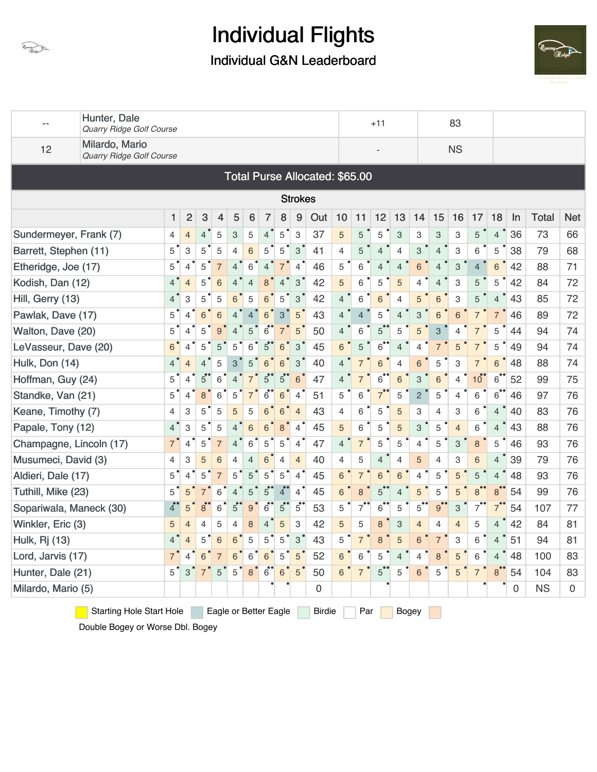# Individual Flights

## Individual G&N Leaderboard

| -- | Hunter, Dale *Quarry Ridge Golf Course* | +11 | 83 | |
|---|---|---|---|---|
| 12 | Milardo, Mario *Quarry Ridge Golf Course* | - | NS | |

**Total Purse Allocated: $65.00**

### Strokes

| | 1 | 2 | 3 | 4 | 5 | 6 | 7 | 8 | 9 | Out | 10 | 11 | 12 | 13 | 14 | 15 | 16 | 17 | 18 | In | Total | Net |
|---|---|---|---|---|---|---|---|---|---|---|---|---|---|---|---|---|---|---|---|---|---|---|
| Sundermeyer, Frank (7) | 4 | 4 | 4 | 5 | 3 | 5 | 4 | 5 | 3 | 37 | 5 | 5 | 5 | 3 | 3 | 3 | 3 | 5 | 4 | 36 | 73 | 66 |
| Barrett, Stephen (11) | 5 | 3 | 5 | 5 | 4 | 6 | 5 | 5 | 3 | 41 | 4 | 5 | 4 | 4 | 3 | 4 | 3 | 6 | 5 | 38 | 79 | 68 |
| Etheridge, Joe (17) | 5 | 4 | 5 | 7 | 4 | 6 | 4 | 7 | 4 | 46 | 5 | 6 | 4 | 4 | 6 | 4 | 3 | 4 | 6 | 42 | 88 | 71 |
| Kodish, Dan (12) | 4 | 4 | 5 | 6 | 4 | 4 | 8 | 4 | 3 | 42 | 5 | 6 | 5 | 5 | 4 | 4 | 3 | 5 | 5 | 42 | 84 | 72 |
| Hill, Gerry (13) | 4 | 3 | 5 | 5 | 6 | 5 | 6 | 5 | 3 | 42 | 4 | 6 | 6 | 4 | 5 | 6 | 3 | 5 | 4 | 43 | 85 | 72 |
| Pawlak, Dave (17) | 5 | 4 | 6 | 6 | 4 | 4 | 6 | 3 | 5 | 43 | 4 | 4 | 5 | 4 | 3 | 6 | 6 | 7 | 7 | 46 | 89 | 72 |
| Walton, Dave (20) | 5 | 4 | 5 | 9 | 4 | 5 | 6 | 7 | 5 | 50 | 4 | 6 | 5 | 5 | 5 | 3 | 4 | 7 | 5 | 44 | 94 | 74 |
| LeVasseur, Dave (20) | 6 | 4 | 5 | 5 | 5 | 6 | 5 | 6 | 3 | 45 | 6 | 5 | 6 | 4 | 4 | 7 | 5 | 7 | 5 | 49 | 94 | 74 |
| Hulk, Don (14) | 4 | 4 | 4 | 5 | 3 | 5 | 6 | 6 | 3 | 40 | 4 | 7 | 6 | 4 | 6 | 5 | 3 | 7 | 6 | 48 | 88 | 74 |
| Hoffman, Guy (24) | 5 | 4 | 5 | 6 | 4 | 7 | 5 | 5 | 6 | 47 | 4 | 7 | 6 | 6 | 3 | 6 | 4 | 10 | 6 | 52 | 99 | 75 |
| Standke, Van (21) | 5 | 4 | 8 | 6 | 5 | 7 | 6 | 6 | 4 | 51 | 5 | 6 | 7 | 5 | 2 | 5 | 4 | 6 | 6 | 46 | 97 | 76 |
| Keane, Timothy (7) | 4 | 3 | 5 | 5 | 5 | 5 | 6 | 6 | 4 | 43 | 4 | 6 | 5 | 5 | 3 | 4 | 3 | 6 | 4 | 40 | 83 | 76 |
| Papale, Tony (12) | 4 | 3 | 5 | 5 | 4 | 6 | 6 | 8 | 4 | 45 | 5 | 6 | 5 | 5 | 3 | 5 | 4 | 6 | 4 | 43 | 88 | 76 |
| Champagne, Lincoln (17) | 7 | 4 | 5 | 7 | 4 | 6 | 5 | 5 | 4 | 47 | 4 | 7 | 5 | 5 | 4 | 5 | 3 | 8 | 5 | 46 | 93 | 76 |
| Musumeci, David (3) | 4 | 3 | 5 | 6 | 4 | 4 | 6 | 4 | 4 | 40 | 4 | 5 | 4 | 4 | 5 | 4 | 3 | 6 | 4 | 39 | 79 | 76 |
| Aldieri, Dale (17) | 5 | 4 | 5 | 7 | 5 | 5 | 5 | 5 | 4 | 45 | 6 | 7 | 6 | 6 | 4 | 5 | 5 | 5 | 4 | 48 | 93 | 76 |
| Tuthill, Mike (23) | 5 | 5 | 7 | 6 | 4 | 5 | 5 | 4 | 4 | 45 | 6 | 8 | 5 | 4 | 5 | 5 | 5 | 8 | 8 | 54 | 99 | 76 |
| Sopariwala, Maneck (30) | 4 | 5 | 8 | 6 | 5 | 9 | 6 | 5 | 5 | 53 | 5 | 7 | 6 | 5 | 5 | 9 | 3 | 7 | 7 | 54 | 107 | 77 |
| Winkler, Eric (3) | 5 | 4 | 4 | 5 | 4 | 8 | 4 | 5 | 3 | 42 | 5 | 5 | 8 | 3 | 4 | 4 | 4 | 5 | 4 | 42 | 84 | 81 |
| Hulk, Rj (13) | 4 | 4 | 5 | 6 | 6 | 5 | 5 | 5 | 3 | 43 | 5 | 7 | 8 | 5 | 6 | 7 | 3 | 6 | 4 | 51 | 94 | 81 |
| Lord, Jarvis (17) | 7 | 4 | 6 | 7 | 6 | 6 | 6 | 5 | 5 | 52 | 6 | 6 | 5 | 4 | 4 | 8 | 5 | 6 | 4 | 48 | 100 | 83 |
| Hunter, Dale (21) | 5 | 3 | 7 | 5 | 5 | 8 | 6 | 6 | 5 | 50 | 6 | 7 | 5 | 5 | 6 | 5 | 5 | 7 | 8 | 54 | 104 | 83 |
| Milardo, Mario (5) | | | | | | | | | | 0 | | | | | | | | | | 0 | NS | 0 |

Starting Hole Start Hole | Eagle or Better Eagle | Birdie | Par | Bogey | Double Bogey or Worse Dbl. Bogey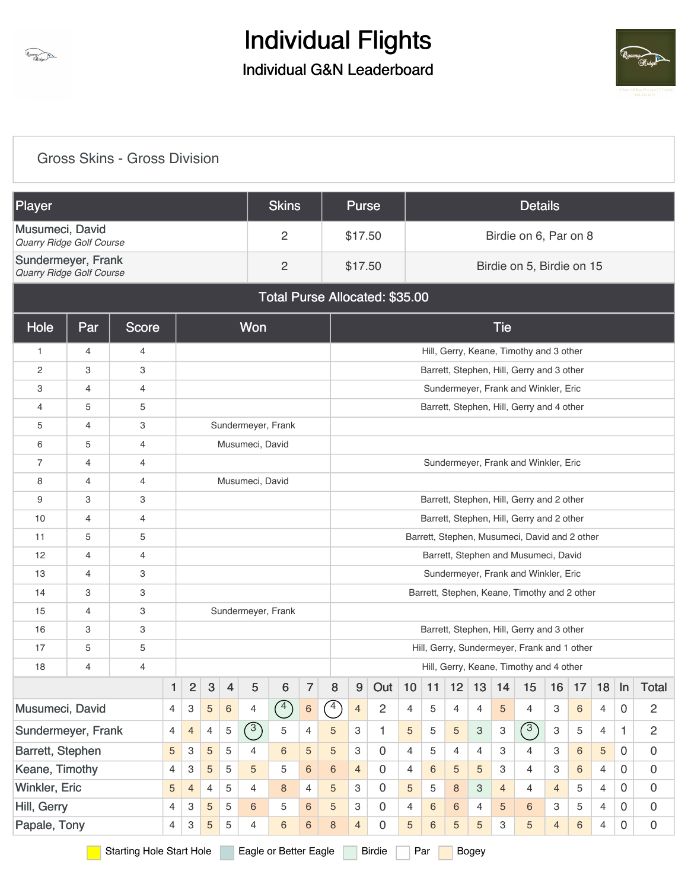# Individual Flights

## Individual G&N Leaderboard

### Gross Skins - Gross Division

| Player | Skins | Purse | Details |
|---|---|---|---|
| Musumeci, David *Quarry Ridge Golf Course* | 2 | $17.50 | Birdie on 6, Par on 8 |
| Sundermeyer, Frank *Quarry Ridge Golf Course* | 2 | $17.50 | Birdie on 5, Birdie on 15 |
| Total Purse Allocated: $35.00 | | | |

| Hole | Par | Score | Won | Tie |
|---|---|---|---|---|
| 1 | 4 | 4 | | Hill, Gerry, Keane, Timothy and 3 other |
| 2 | 3 | 3 | | Barrett, Stephen, Hill, Gerry and 3 other |
| 3 | 4 | 4 | | Sundermeyer, Frank and Winkler, Eric |
| 4 | 5 | 5 | | Barrett, Stephen, Hill, Gerry and 4 other |
| 5 | 4 | 3 | Sundermeyer, Frank | |
| 6 | 5 | 4 | Musumeci, David | |
| 7 | 4 | 4 | | Sundermeyer, Frank and Winkler, Eric |
| 8 | 4 | 4 | Musumeci, David | |
| 9 | 3 | 3 | | Barrett, Stephen, Hill, Gerry and 2 other |
| 10 | 4 | 4 | | Barrett, Stephen, Hill, Gerry and 2 other |
| 11 | 5 | 5 | | Barrett, Stephen, Musumeci, David and 2 other |
| 12 | 4 | 4 | | Barrett, Stephen and Musumeci, David |
| 13 | 4 | 3 | | Sundermeyer, Frank and Winkler, Eric |
| 14 | 3 | 3 | | Barrett, Stephen, Keane, Timothy and 2 other |
| 15 | 4 | 3 | Sundermeyer, Frank | |
| 16 | 3 | 3 | | Barrett, Stephen, Hill, Gerry and 3 other |
| 17 | 5 | 5 | | Hill, Gerry, Sundermeyer, Frank and 1 other |
| 18 | 4 | 4 | | Hill, Gerry, Keane, Timothy and 4 other |

| | 1 | 2 | 3 | 4 | 5 | 6 | 7 | 8 | 9 | Out | 10 | 11 | 12 | 13 | 14 | 15 | 16 | 17 | 18 | In | Total |
|---|---|---|---|---|---|---|---|---|---|---|---|---|---|---|---|---|---|---|---|---|---|
| Musumeci, David | 4 | 3 | 5 | 6 | 4 | 4 | 6 | 4 | 4 | 2 | 4 | 5 | 4 | 4 | 5 | 4 | 3 | 6 | 4 | 0 | 2 |
| Sundermeyer, Frank | 4 | 4 | 4 | 5 | 3 | 5 | 4 | 5 | 3 | 1 | 5 | 5 | 5 | 3 | 3 | 3 | 3 | 5 | 4 | 1 | 2 |
| Barrett, Stephen | 5 | 3 | 5 | 5 | 4 | 6 | 5 | 5 | 3 | 0 | 4 | 5 | 4 | 4 | 3 | 4 | 3 | 6 | 5 | 0 | 0 |
| Keane, Timothy | 4 | 3 | 5 | 5 | 5 | 5 | 6 | 6 | 4 | 0 | 4 | 6 | 5 | 5 | 3 | 4 | 3 | 6 | 4 | 0 | 0 |
| Winkler, Eric | 5 | 4 | 4 | 5 | 4 | 8 | 4 | 5 | 3 | 0 | 5 | 5 | 8 | 3 | 4 | 4 | 4 | 5 | 4 | 0 | 0 |
| Hill, Gerry | 4 | 3 | 5 | 5 | 6 | 5 | 6 | 5 | 3 | 0 | 4 | 6 | 6 | 4 | 5 | 6 | 3 | 5 | 4 | 0 | 0 |
| Papale, Tony | 4 | 3 | 5 | 5 | 4 | 6 | 6 | 8 | 4 | 0 | 5 | 6 | 5 | 5 | 3 | 5 | 4 | 6 | 4 | 0 | 0 |

Starting Hole Start Hole | Eagle or Better Eagle | Birdie | Par | Bogey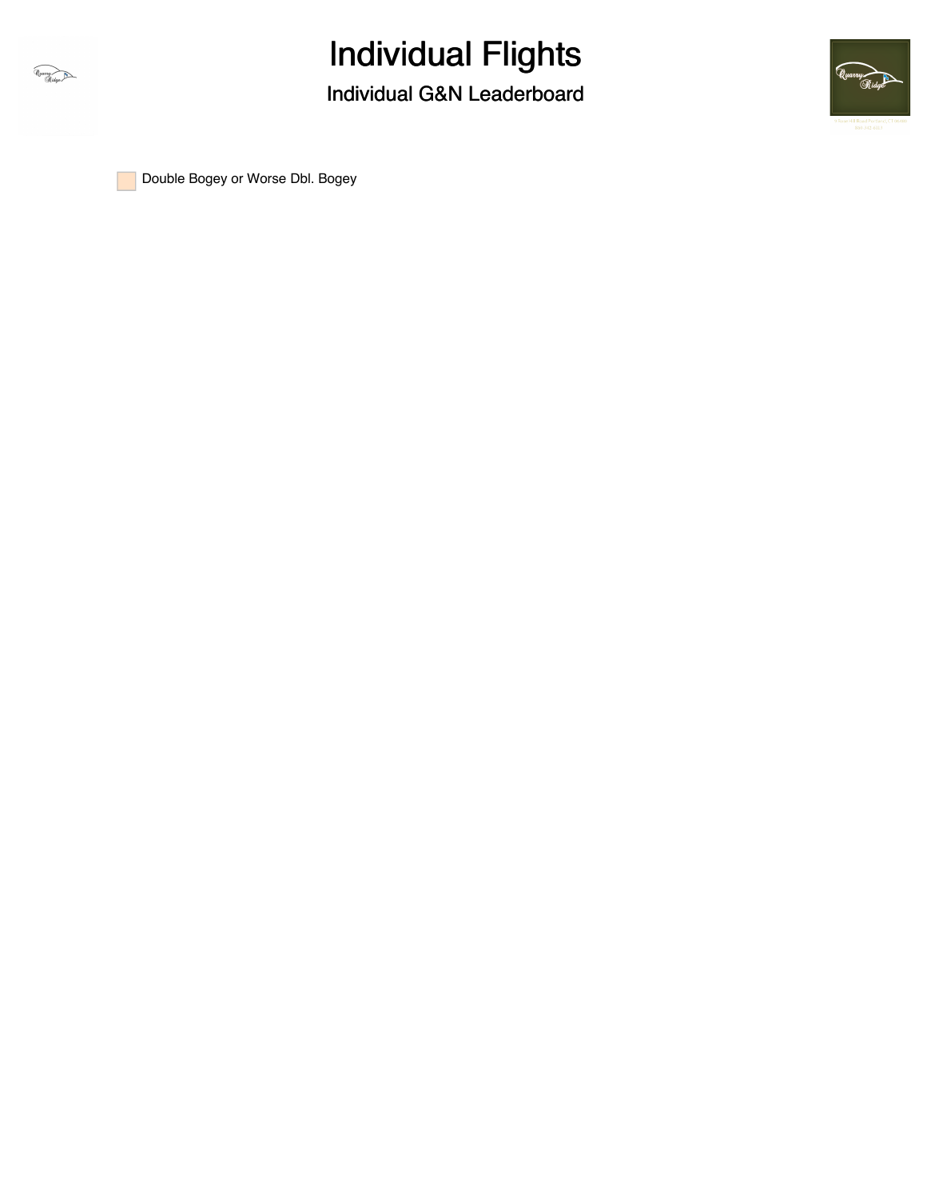# Individual Flights

## Individual G&N Leaderboard

Double Bogey or Worse Dbl. Bogey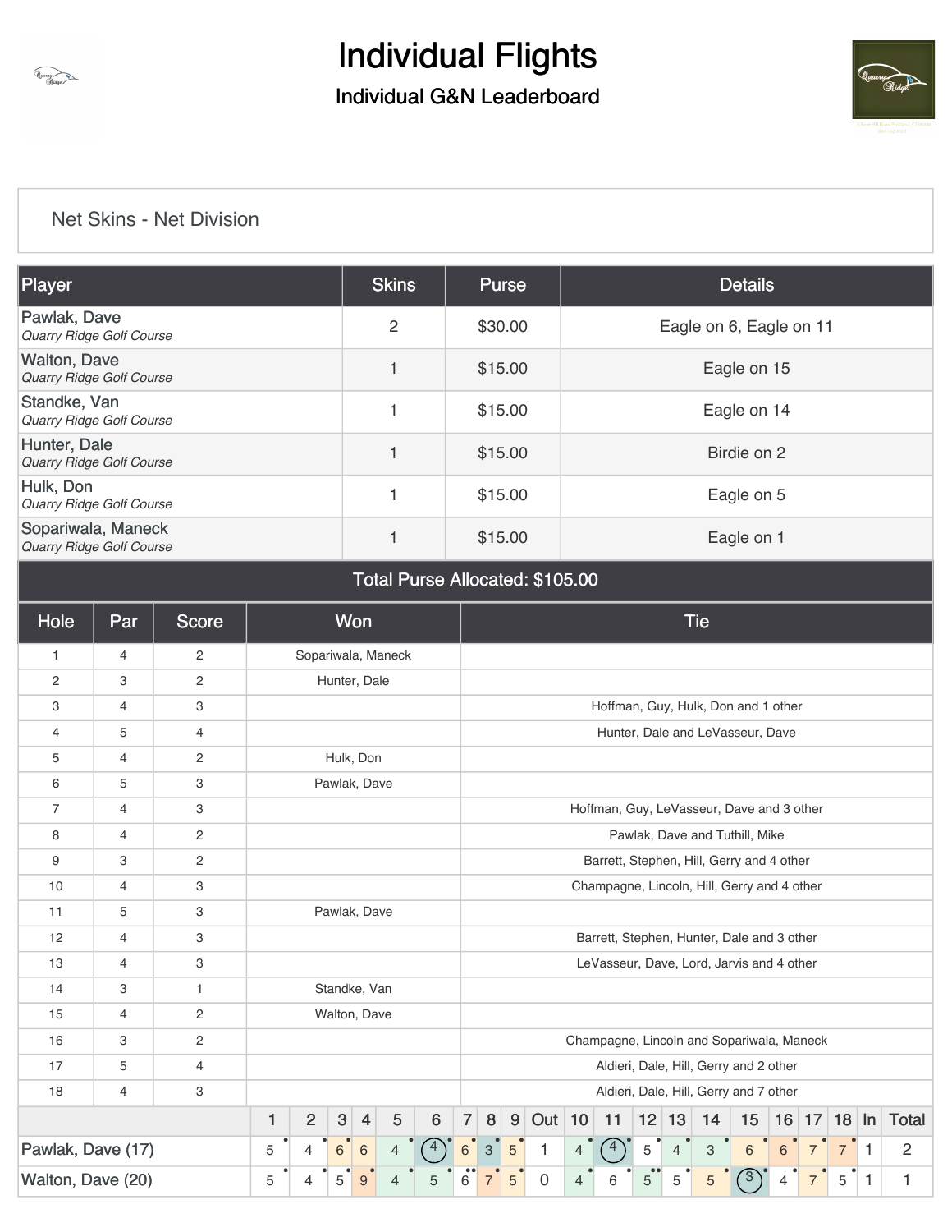# Individual Flights

## Individual G&N Leaderboard

### Net Skins - Net Division

| Player | Skins | Purse | Details |
|---|---|---|---|
| Pawlak, Dave *Quarry Ridge Golf Course* | 2 | $30.00 | Eagle on 6, Eagle on 11 |
| Walton, Dave *Quarry Ridge Golf Course* | 1 | $15.00 | Eagle on 15 |
| Standke, Van *Quarry Ridge Golf Course* | 1 | $15.00 | Eagle on 14 |
| Hunter, Dale *Quarry Ridge Golf Course* | 1 | $15.00 | Birdie on 2 |
| Hulk, Don *Quarry Ridge Golf Course* | 1 | $15.00 | Eagle on 5 |
| Sopariwala, Maneck *Quarry Ridge Golf Course* | 1 | $15.00 | Eagle on 1 |

**Total Purse Allocated: $105.00**

| Hole | Par | Score | Won | Tie |
|---|---|---|---|---|
| 1 | 4 | 2 | Sopariwala, Maneck | |
| 2 | 3 | 2 | Hunter, Dale | |
| 3 | 4 | 3 | | Hoffman, Guy, Hulk, Don and 1 other |
| 4 | 5 | 4 | | Hunter, Dale and LeVasseur, Dave |
| 5 | 4 | 2 | Hulk, Don | |
| 6 | 5 | 3 | Pawlak, Dave | |
| 7 | 4 | 3 | | Hoffman, Guy, LeVasseur, Dave and 3 other |
| 8 | 4 | 2 | | Pawlak, Dave and Tuthill, Mike |
| 9 | 3 | 2 | | Barrett, Stephen, Hill, Gerry and 4 other |
| 10 | 4 | 3 | | Champagne, Lincoln, Hill, Gerry and 4 other |
| 11 | 5 | 3 | Pawlak, Dave | |
| 12 | 4 | 3 | | Barrett, Stephen, Hunter, Dale and 3 other |
| 13 | 4 | 3 | | LeVasseur, Dave, Lord, Jarvis and 4 other |
| 14 | 3 | 1 | Standke, Van | |
| 15 | 4 | 2 | Walton, Dave | |
| 16 | 3 | 2 | | Champagne, Lincoln and Sopariwala, Maneck |
| 17 | 5 | 4 | | Aldieri, Dale, Hill, Gerry and 2 other |
| 18 | 4 | 3 | | Aldieri, Dale, Hill, Gerry and 7 other |

| | 1 | 2 | 3 | 4 | 5 | 6 | 7 | 8 | 9 | Out | 10 | 11 | 12 | 13 | 14 | 15 | 16 | 17 | 18 | In | Total |
|---|---|---|---|---|---|---|---|---|---|---|---|---|---|---|---|---|---|---|---|---|---|
| Pawlak, Dave (17) | 5 | 4 | 6 | 6 | 4 | 4 | 6 | 3 | 5 | 1 | 4 | 4 | 5 | 4 | 3 | 6 | 6 | 7 | 7 | 1 | 2 |
| Walton, Dave (20) | 5 | 4 | 5 | 9 | 4 | 5 | 6 | 7 | 5 | 0 | 4 | 6 | 5 | 5 | 5 | 3 | 4 | 7 | 5 | 1 | 1 |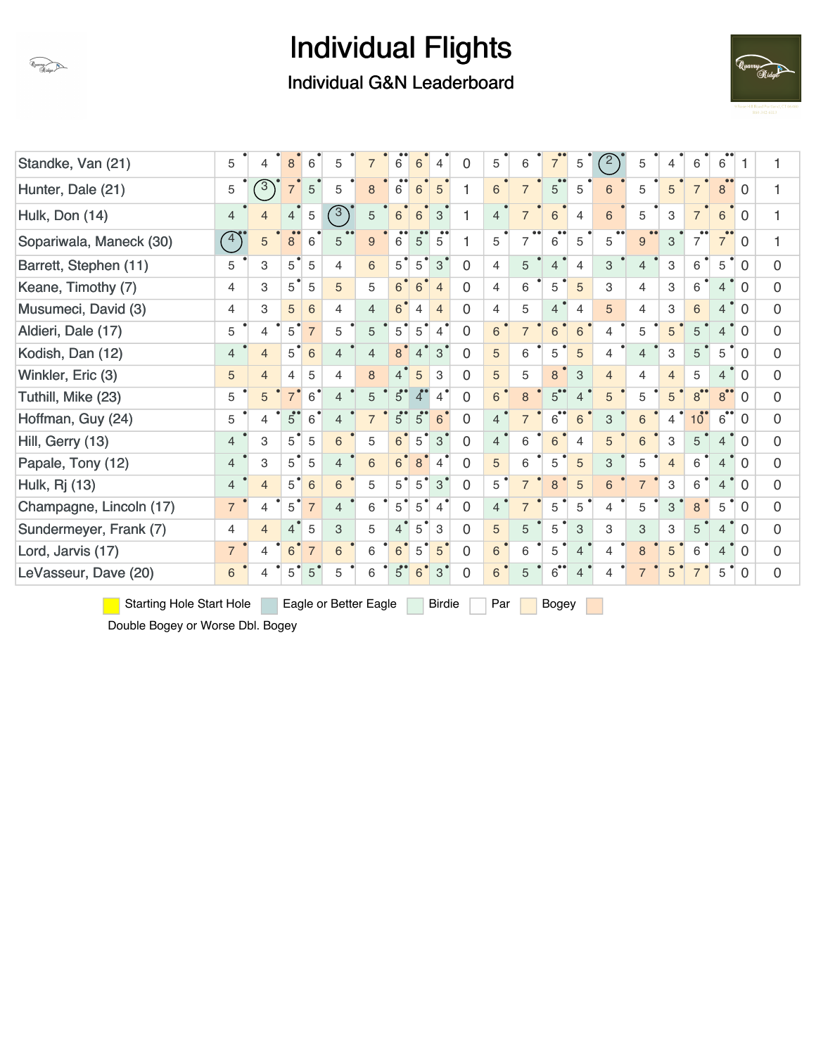# Individual Flights

## Individual G&N Leaderboard

| Player | 1 | 2 | 3 | 4 | 5 | 6 | 7 | 8 | 9 | Out | 10 | 11 | 12 | 13 | 14 | 15 | 16 | 17 | 18 | In | Total |
|---|---|---|---|---|---|---|---|---|---|---|---|---|---|---|---|---|---|---|---|---|---|
| Standke, Van (21) | 5 | 4 | 8 | 6 | 5 | 7 | 6 | 6 | 4 | 0 | 5 | 6 | 7 | 5 | 2 | 5 | 4 | 6 | 6 | 1 | 1 |
| Hunter, Dale (21) | 5 | 3 | 7 | 5 | 5 | 8 | 6 | 6 | 5 | 1 | 6 | 7 | 5 | 5 | 6 | 5 | 5 | 7 | 8 | 0 | 1 |
| Hulk, Don (14) | 4 | 4 | 4 | 5 | 3 | 5 | 6 | 6 | 3 | 1 | 4 | 7 | 6 | 4 | 6 | 5 | 3 | 7 | 6 | 0 | 1 |
| Sopariwala, Maneck (30) | 4 | 5 | 8 | 6 | 5 | 9 | 6 | 5 | 5 | 1 | 5 | 7 | 6 | 5 | 5 | 9 | 3 | 7 | 7 | 0 | 1 |
| Barrett, Stephen (11) | 5 | 3 | 5 | 5 | 4 | 6 | 5 | 5 | 3 | 0 | 4 | 5 | 4 | 4 | 3 | 4 | 3 | 6 | 5 | 0 | 0 |
| Keane, Timothy (7) | 4 | 3 | 5 | 5 | 5 | 5 | 6 | 6 | 4 | 0 | 4 | 6 | 5 | 5 | 3 | 4 | 3 | 6 | 4 | 0 | 0 |
| Musumeci, David (3) | 4 | 3 | 5 | 6 | 4 | 4 | 6 | 4 | 4 | 0 | 4 | 5 | 4 | 4 | 5 | 4 | 3 | 6 | 4 | 0 | 0 |
| Aldieri, Dale (17) | 5 | 4 | 5 | 7 | 5 | 5 | 5 | 5 | 4 | 0 | 6 | 7 | 6 | 6 | 4 | 5 | 5 | 5 | 4 | 0 | 0 |
| Kodish, Dan (12) | 4 | 4 | 5 | 6 | 4 | 4 | 8 | 4 | 3 | 0 | 5 | 6 | 5 | 5 | 4 | 4 | 3 | 5 | 5 | 0 | 0 |
| Winkler, Eric (3) | 5 | 4 | 4 | 5 | 4 | 8 | 4 | 5 | 3 | 0 | 5 | 5 | 8 | 3 | 4 | 4 | 4 | 5 | 4 | 0 | 0 |
| Tuthill, Mike (23) | 5 | 5 | 7 | 6 | 4 | 5 | 5 | 4 | 4 | 0 | 6 | 8 | 5 | 4 | 5 | 5 | 5 | 8 | 8 | 0 | 0 |
| Hoffman, Guy (24) | 5 | 4 | 5 | 6 | 4 | 7 | 5 | 5 | 6 | 0 | 4 | 7 | 6 | 6 | 3 | 6 | 4 | 10 | 6 | 0 | 0 |
| Hill, Gerry (13) | 4 | 3 | 5 | 5 | 6 | 5 | 6 | 5 | 3 | 0 | 4 | 6 | 6 | 4 | 5 | 6 | 3 | 5 | 4 | 0 | 0 |
| Papale, Tony (12) | 4 | 3 | 5 | 5 | 4 | 6 | 6 | 8 | 4 | 0 | 5 | 6 | 5 | 5 | 3 | 5 | 4 | 6 | 4 | 0 | 0 |
| Hulk, Rj (13) | 4 | 4 | 5 | 6 | 6 | 5 | 5 | 5 | 3 | 0 | 5 | 7 | 8 | 5 | 6 | 7 | 3 | 6 | 4 | 0 | 0 |
| Champagne, Lincoln (17) | 7 | 4 | 5 | 7 | 4 | 6 | 5 | 5 | 4 | 0 | 4 | 7 | 5 | 5 | 4 | 5 | 3 | 8 | 5 | 0 | 0 |
| Sundermeyer, Frank (7) | 4 | 4 | 4 | 5 | 3 | 5 | 4 | 5 | 3 | 0 | 5 | 5 | 5 | 3 | 3 | 3 | 3 | 5 | 4 | 0 | 0 |
| Lord, Jarvis (17) | 7 | 4 | 6 | 7 | 6 | 6 | 6 | 5 | 5 | 0 | 6 | 6 | 5 | 4 | 4 | 8 | 5 | 6 | 4 | 0 | 0 |
| LeVasseur, Dave (20) | 6 | 4 | 5 | 5 | 5 | 6 | 5 | 6 | 3 | 0 | 6 | 5 | 6 | 4 | 4 | 7 | 5 | 7 | 5 | 0 | 0 |

Starting Hole Start Hole | Eagle or Better Eagle | Birdie | Par | Bogey | Double Bogey or Worse Dbl. Bogey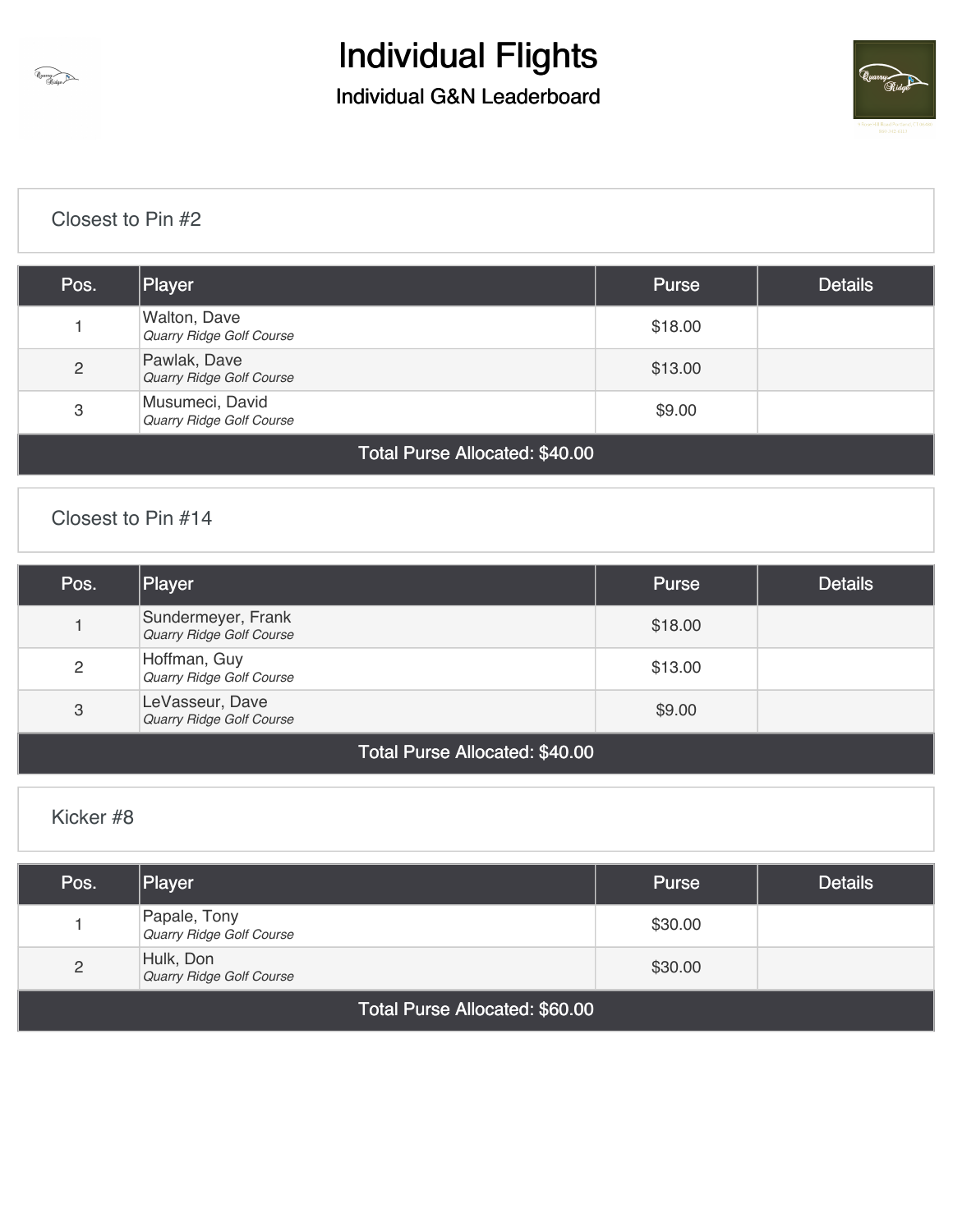# Individual Flights

## Individual G&N Leaderboard

### Closest to Pin #2

| Pos. | Player | Purse | Details |
|---|---|---|---|
| 1 | Walton, Dave<br>*Quarry Ridge Golf Course* | $18.00 | |
| 2 | Pawlak, Dave<br>*Quarry Ridge Golf Course* | $13.00 | |
| 3 | Musumeci, David<br>*Quarry Ridge Golf Course* | $9.00 | |
| Total Purse Allocated: $40.00 | | | |

### Closest to Pin #14

| Pos. | Player | Purse | Details |
|---|---|---|---|
| 1 | Sundermeyer, Frank<br>*Quarry Ridge Golf Course* | $18.00 | |
| 2 | Hoffman, Guy<br>*Quarry Ridge Golf Course* | $13.00 | |
| 3 | LeVasseur, Dave<br>*Quarry Ridge Golf Course* | $9.00 | |
| Total Purse Allocated: $40.00 | | | |

### Kicker #8

| Pos. | Player | Purse | Details |
|---|---|---|---|
| 1 | Papale, Tony<br>*Quarry Ridge Golf Course* | $30.00 | |
| 2 | Hulk, Don<br>*Quarry Ridge Golf Course* | $30.00 | |
| Total Purse Allocated: $60.00 | | | |